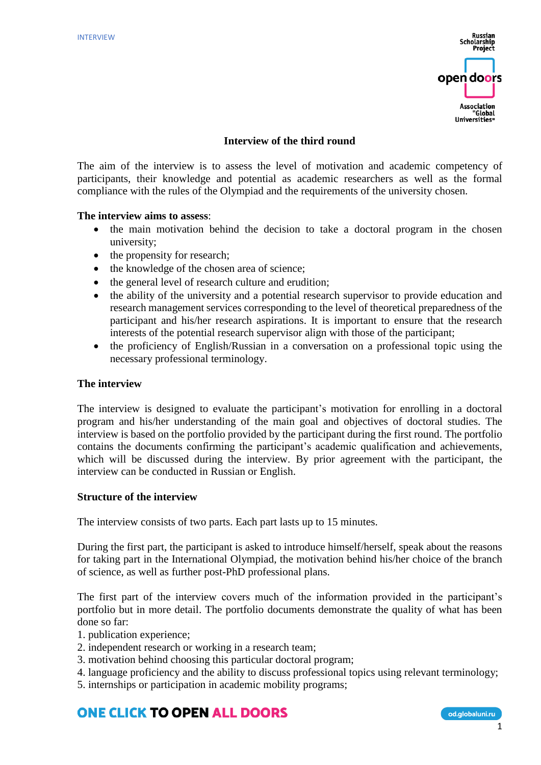# Interview of the third round

The aim of the interview is to assess the level of motivation and academic competency of participants, their knowledge and potential as academic researchers as well as the formal compliance with the rules of the Olympiad and the requirements of the university chosen.

**The interview aims to assess**:

- the main motivation behind the decision to take a doctoral program in the chosen university;
- the propensity for research;
- the knowledge of the chosen area of science;
- the general level of research culture and erudition;
- the ability of the university and a potential research supervisor to provide education and research management services corresponding to the level of theoretical preparedness of the participant and his/her research aspirations. It is important to ensure that the research interests of the potential research supervisor align with those of the participant;
- the proficiency of English/Russian in a conversation on a professional topic using the necessary professional terminology.

## The interview

The interview is designed to evaluate the participant's motivation for enrolling in a doctoral program and his/her understanding of the main goal and objectives of doctoral studies. The interview is based on the portfolio provided by the participant during the first round. The portfolio contains the documents confirming the participant's academic qualification and achievements, which will be discussed during the interview. By prior agreement with the participant, the interview can be conducted in Russian or English.

## Structure of the interview

The interview consists of two parts. Each part lasts up to 15 minutes.

During the first part, the participant is asked to introduce himself/herself, speak about the reasons for taking part in the International Olympiad, the motivation behind his/her choice of the branch of science, as well as further post-PhD professional plans.

The first part of the interview covers much of the information provided in the participant's portfolio but in more detail. The portfolio documents demonstrate the quality of what has been done so far:

1. publication experience;
2. independent research or working in a research team;
3. motivation behind choosing this particular doctoral program;
4. language proficiency and the ability to discuss professional topics using relevant terminology;
5. internships or participation in academic mobility programs;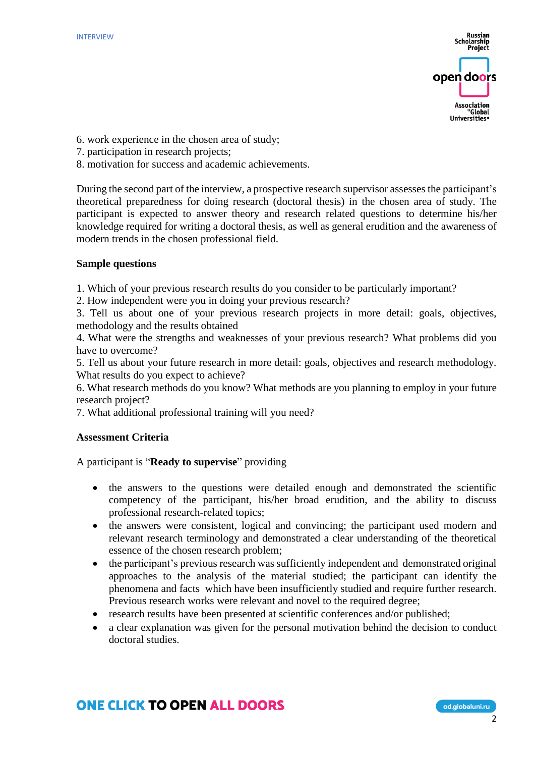6. work experience in the chosen area of study;
7. participation in research projects;
8. motivation for success and academic achievements.

During the second part of the interview, a prospective research supervisor assesses the participant's theoretical preparedness for doing research (doctoral thesis) in the chosen area of study. The participant is expected to answer theory and research related questions to determine his/her knowledge required for writing a doctoral thesis, as well as general erudition and the awareness of modern trends in the chosen professional field.

**Sample questions**

1. Which of your previous research results do you consider to be particularly important?
2. How independent were you in doing your previous research?
3. Tell us about one of your previous research projects in more detail: goals, objectives, methodology and the results obtained
4. What were the strengths and weaknesses of your previous research? What problems did you have to overcome?
5. Tell us about your future research in more detail: goals, objectives and research methodology. What results do you expect to achieve?
6. What research methods do you know? What methods are you planning to employ in your future research project?
7. What additional professional training will you need?

**Assessment Criteria**

A participant is "**Ready to supervise**" providing

- the answers to the questions were detailed enough and demonstrated the scientific competency of the participant, his/her broad erudition, and the ability to discuss professional research-related topics;
- the answers were consistent, logical and convincing; the participant used modern and relevant research terminology and demonstrated a clear understanding of the theoretical essence of the chosen research problem;
- the participant's previous research was sufficiently independent and demonstrated original approaches to the analysis of the material studied; the participant can identify the phenomena and facts which have been insufficiently studied and require further research. Previous research works were relevant and novel to the required degree;
- research results have been presented at scientific conferences and/or published;
- a clear explanation was given for the personal motivation behind the decision to conduct doctoral studies.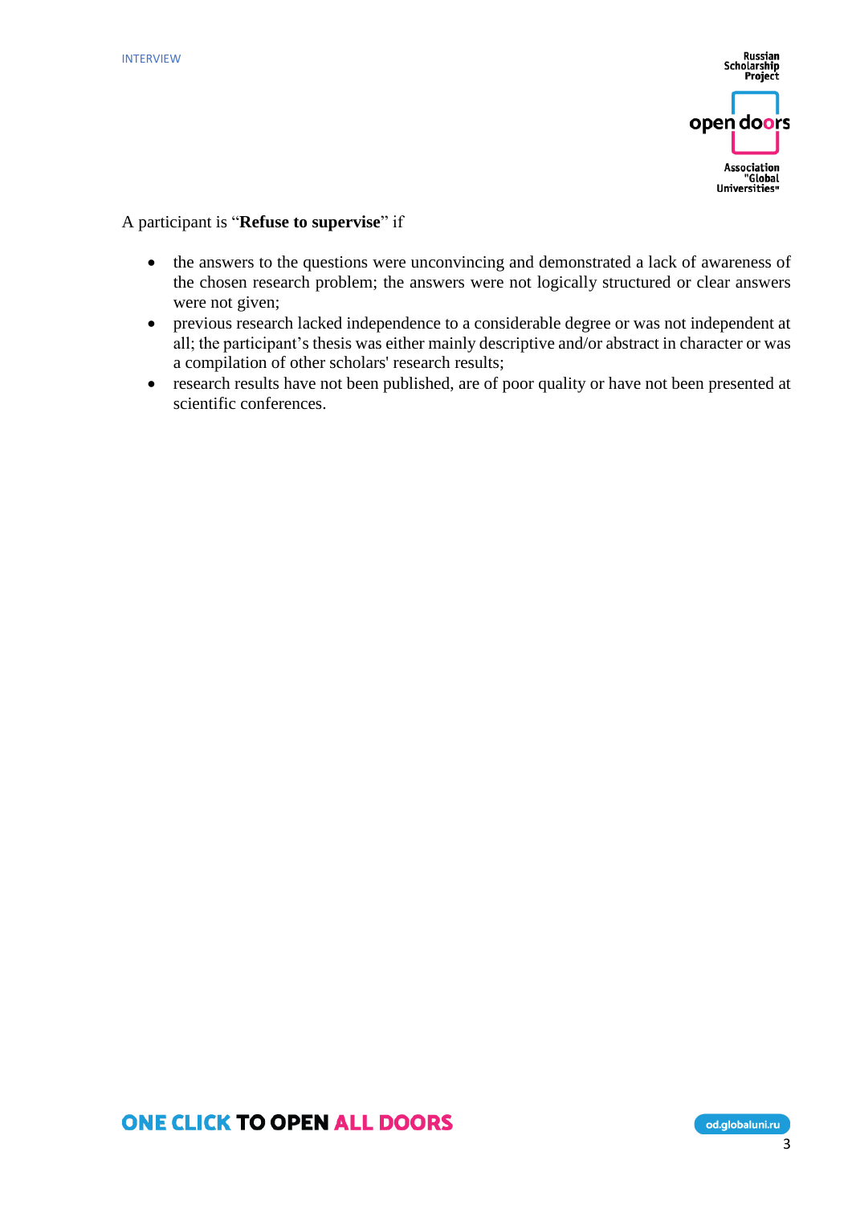A participant is “**Refuse to supervise**” if

- the answers to the questions were unconvincing and demonstrated a lack of awareness of the chosen research problem; the answers were not logically structured or clear answers were not given;
- previous research lacked independence to a considerable degree or was not independent at all; the participant’s thesis was either mainly descriptive and/or abstract in character or was a compilation of other scholars' research results;
- research results have not been published, are of poor quality or have not been presented at scientific conferences.